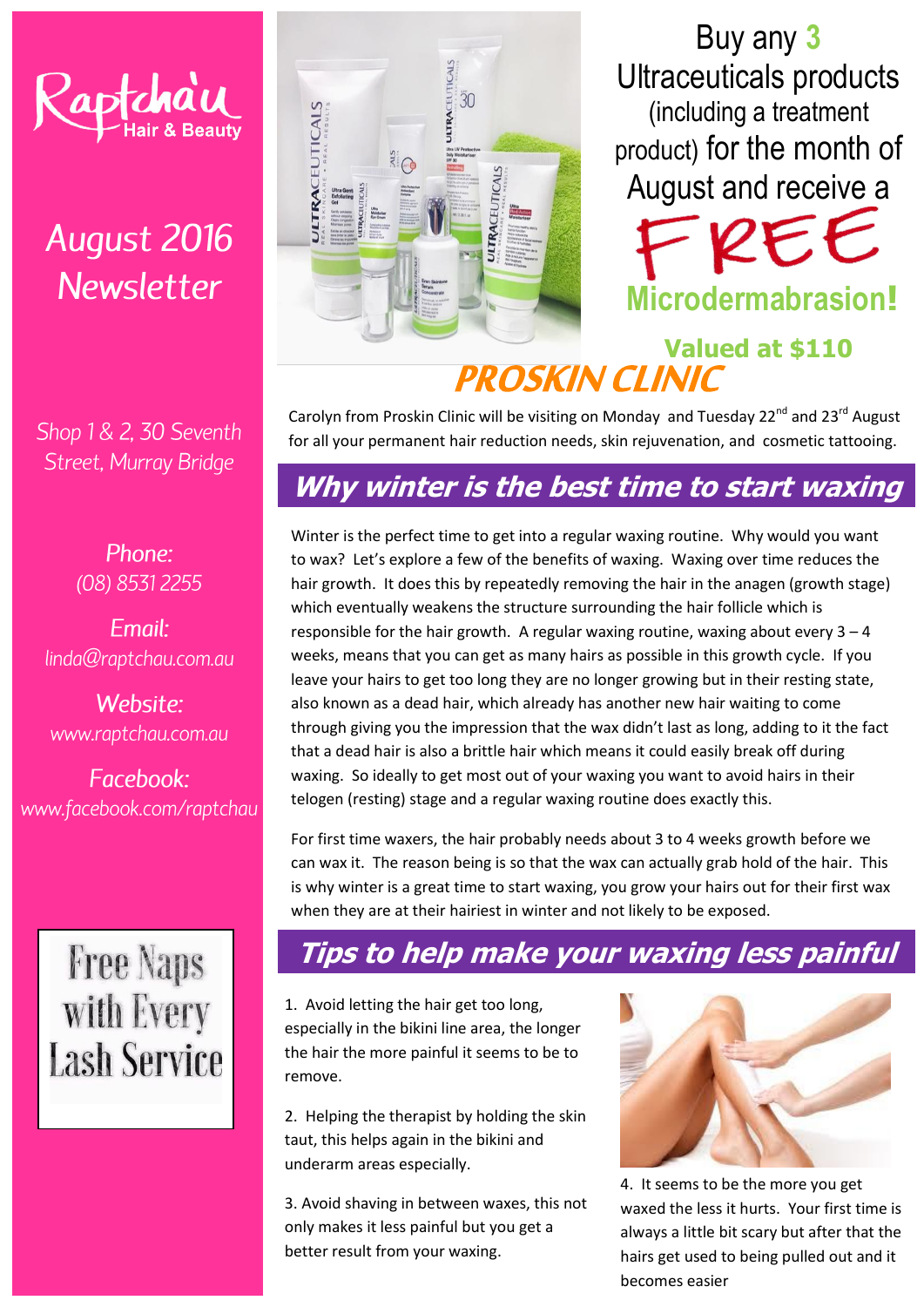# Raptchau Hair & Beauty

## August 2016 Newsletter

*Shop 1 & 2, 30 Seventh Street, Murray Bridge*

*Phone:*
*(08) 8531 2255*

*Email:*
*linda@raptchau.com.au*

*Website:*
*www.raptchau.com.au*

*Facebook:*
*www.facebook.com/raptchau*

**Free Naps with Every Lash Service**

Buy any **3** Ultraceuticals products (including a treatment product) for the month of August and receive a

# FREE

**Microdermabrasion!**

**Valued at $110**

## PROSKIN CLINIC

Carolyn from Proskin Clinic will be visiting on Monday and Tuesday 22nd and 23rd August for all your permanent hair reduction needs, skin rejuvenation, and cosmetic tattooing.

## *Why winter is the best time to start waxing*

Winter is the perfect time to get into a regular waxing routine. Why would you want to wax? Let's explore a few of the benefits of waxing. Waxing over time reduces the hair growth. It does this by repeatedly removing the hair in the anagen (growth stage) which eventually weakens the structure surrounding the hair follicle which is responsible for the hair growth. A regular waxing routine, waxing about every 3 – 4 weeks, means that you can get as many hairs as possible in this growth cycle. If you leave your hairs to get too long they are no longer growing but in their resting state, also known as a dead hair, which already has another new hair waiting to come through giving you the impression that the wax didn't last as long, adding to it the fact that a dead hair is also a brittle hair which means it could easily break off during waxing. So ideally to get most out of your waxing you want to avoid hairs in their telogen (resting) stage and a regular waxing routine does exactly this.

For first time waxers, the hair probably needs about 3 to 4 weeks growth before we can wax it. The reason being is so that the wax can actually grab hold of the hair. This is why winter is a great time to start waxing, you grow your hairs out for their first wax when they are at their hairiest in winter and not likely to be exposed.

## *Tips to help make your waxing less painful*

1. Avoid letting the hair get too long, especially in the bikini line area, the longer the hair the more painful it seems to be to remove.

2. Helping the therapist by holding the skin taut, this helps again in the bikini and underarm areas especially.

3. Avoid shaving in between waxes, this not only makes it less painful but you get a better result from your waxing.

4. It seems to be the more you get waxed the less it hurts. Your first time is always a little bit scary but after that the hairs get used to being pulled out and it becomes easier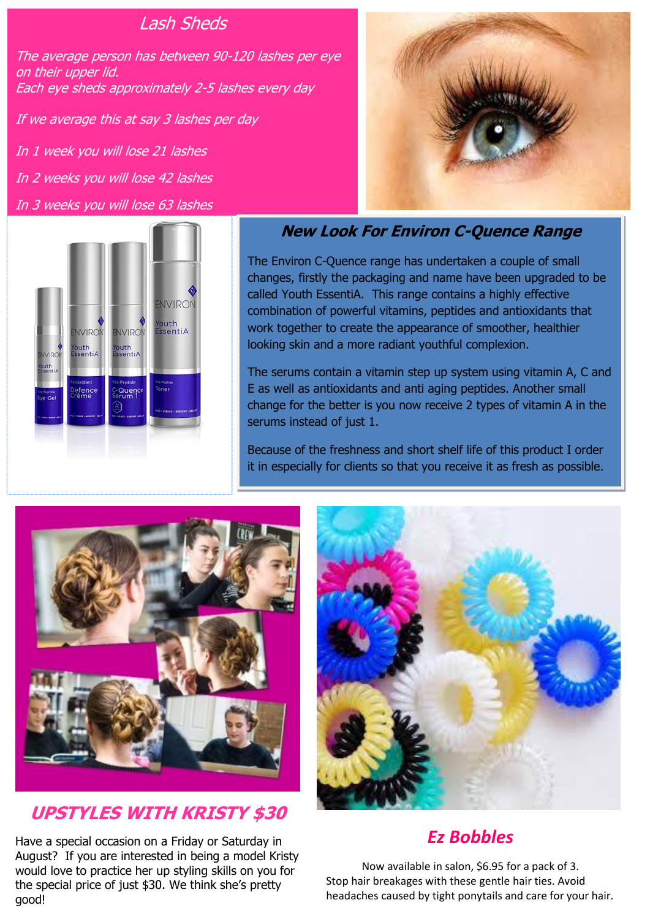## *Lash Sheds*

*The average person has between 90-120 lashes per eye on their upper lid.*
*Each eye sheds approximately 2-5 lashes every day*

*If we average this at say 3 lashes per day*

*In 1 week you will lose 21 lashes*

*In 2 weeks you will lose 42 lashes*

*In 3 weeks you will lose 63 lashes*

## *New Look For Environ C-Quence Range*

The Environ C-Quence range has undertaken a couple of small changes, firstly the packaging and name have been upgraded to be called Youth EssentiA. This range contains a highly effective combination of powerful vitamins, peptides and antioxidants that work together to create the appearance of smoother, healthier looking skin and a more radiant youthful complexion.

The serums contain a vitamin step up system using vitamin A, C and E as well as antioxidants and anti aging peptides. Another small change for the better is you now receive 2 types of vitamin A in the serums instead of just 1.

Because of the freshness and short shelf life of this product I order it in especially for clients so that you receive it as fresh as possible.

## *UPSTYLES WITH KRISTY $30*

Have a special occasion on a Friday or Saturday in August? If you are interested in being a model Kristy would love to practice her up styling skills on you for the special price of just $30. We think she's pretty good!

## *Ez Bobbles*

Now available in salon, $6.95 for a pack of 3.
Stop hair breakages with these gentle hair ties. Avoid headaches caused by tight ponytails and care for your hair.